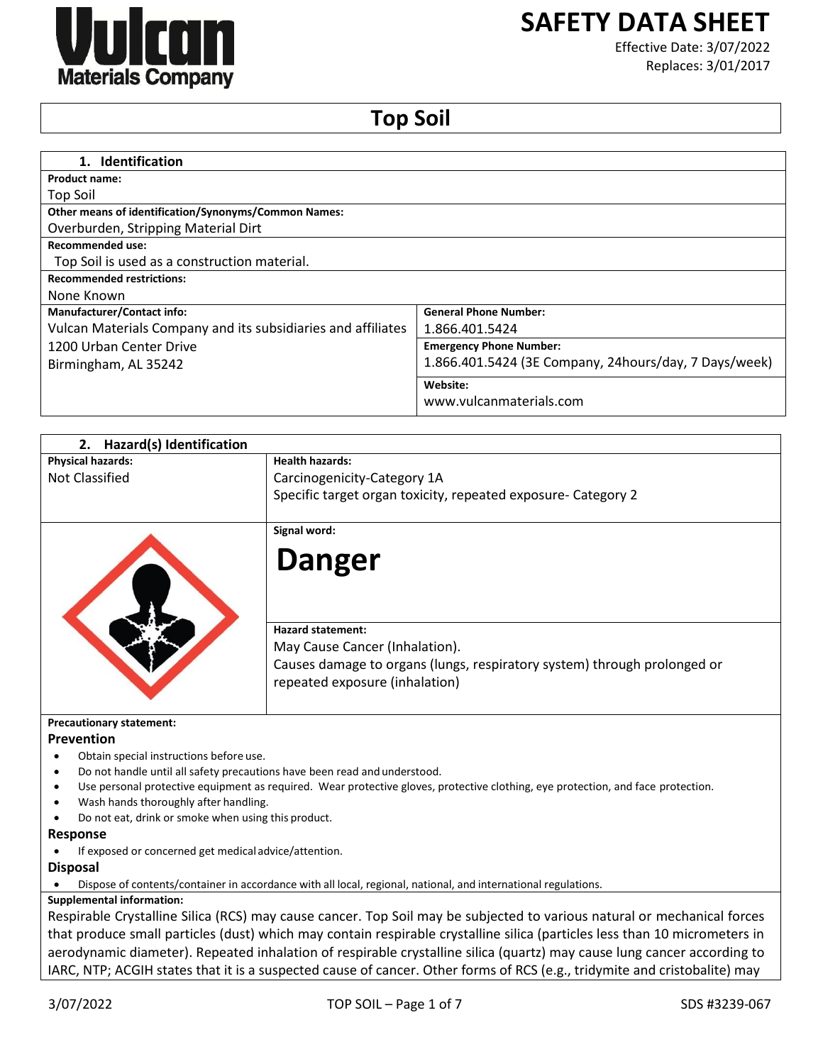# SAFETY DATA SHEET

Effective Date: 3/07/2022
Replaces: 3/01/2017

# Top Soil

## 1. Identification

**Product name:**
Top Soil

**Other means of identification/Synonyms/Common Names:**
Overburden, Stripping Material Dirt

**Recommended use:**
Top Soil is used as a construction material.

**Recommended restrictions:**
None Known

| **Manufacturer/Contact info:** | **General Phone Number:** |
|---|---|
| Vulcan Materials Company and its subsidiaries and affiliates<br>1200 Urban Center Drive<br>Birmingham, AL 35242 | 1.866.401.5424 |
| | **Emergency Phone Number:**<br>1.866.401.5424 (3E Company, 24hours/day, 7 Days/week) |
| | **Website:**<br>www.vulcanmaterials.com |

## 2. Hazard(s) Identification

| **Physical hazards:** | **Health hazards:** |
|---|---|
| Not Classified | Carcinogenicity-Category 1A<br>Specific target organ toxicity, repeated exposure- Category 2 |

**Signal word:**

**Danger**

**Hazard statement:**
May Cause Cancer (Inhalation).
Causes damage to organs (lungs, respiratory system) through prolonged or repeated exposure (inhalation)

**Precautionary statement:**

### Prevention

- Obtain special instructions before use.
- Do not handle until all safety precautions have been read and understood.
- Use personal protective equipment as required. Wear protective gloves, protective clothing, eye protection, and face protection.
- Wash hands thoroughly after handling.
- Do not eat, drink or smoke when using this product.

### Response

- If exposed or concerned get medical advice/attention.

### Disposal

- Dispose of contents/container in accordance with all local, regional, national, and international regulations.

**Supplemental information:**
Respirable Crystalline Silica (RCS) may cause cancer. Top Soil may be subjected to various natural or mechanical forces that produce small particles (dust) which may contain respirable crystalline silica (particles less than 10 micrometers in aerodynamic diameter). Repeated inhalation of respirable crystalline silica (quartz) may cause lung cancer according to IARC, NTP; ACGIH states that it is a suspected cause of cancer. Other forms of RCS (e.g., tridymite and cristobalite) may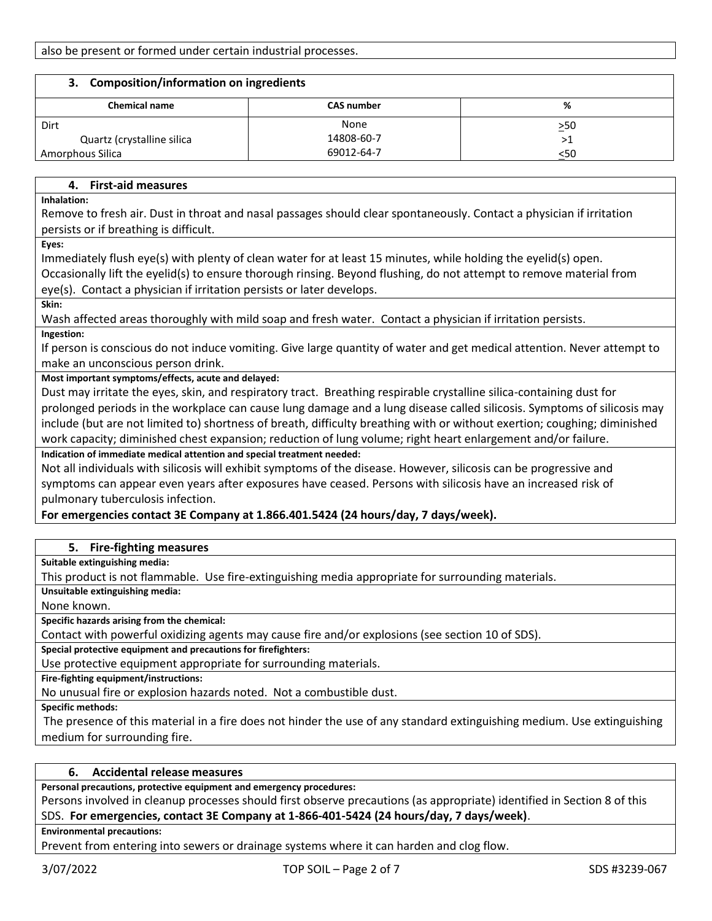also be present or formed under certain industrial processes.

## 3. Composition/information on ingredients

| Chemical name | CAS number | % |
|---|---|---|
| Dirt | None | ≥50 |
| Quartz (crystalline silica | 14808-60-7 | >1 |
| Amorphous Silica | 69012-64-7 | ≤50 |

## 4. First-aid measures

**Inhalation:**

Remove to fresh air. Dust in throat and nasal passages should clear spontaneously. Contact a physician if irritation persists or if breathing is difficult.

**Eyes:**

Immediately flush eye(s) with plenty of clean water for at least 15 minutes, while holding the eyelid(s) open. Occasionally lift the eyelid(s) to ensure thorough rinsing. Beyond flushing, do not attempt to remove material from eye(s). Contact a physician if irritation persists or later develops.

**Skin:**

Wash affected areas thoroughly with mild soap and fresh water. Contact a physician if irritation persists.

**Ingestion:**

If person is conscious do not induce vomiting. Give large quantity of water and get medical attention. Never attempt to make an unconscious person drink.

**Most important symptoms/effects, acute and delayed:**

Dust may irritate the eyes, skin, and respiratory tract. Breathing respirable crystalline silica-containing dust for prolonged periods in the workplace can cause lung damage and a lung disease called silicosis. Symptoms of silicosis may include (but are not limited to) shortness of breath, difficulty breathing with or without exertion; coughing; diminished work capacity; diminished chest expansion; reduction of lung volume; right heart enlargement and/or failure.

**Indication of immediate medical attention and special treatment needed:**

Not all individuals with silicosis will exhibit symptoms of the disease. However, silicosis can be progressive and symptoms can appear even years after exposures have ceased. Persons with silicosis have an increased risk of pulmonary tuberculosis infection.

**For emergencies contact 3E Company at 1.866.401.5424 (24 hours/day, 7 days/week).**

## 5. Fire-fighting measures

**Suitable extinguishing media:**

This product is not flammable. Use fire-extinguishing media appropriate for surrounding materials.

**Unsuitable extinguishing media:**

None known.

**Specific hazards arising from the chemical:**

Contact with powerful oxidizing agents may cause fire and/or explosions (see section 10 of SDS).

**Special protective equipment and precautions for firefighters:**

Use protective equipment appropriate for surrounding materials.

**Fire-fighting equipment/instructions:**

No unusual fire or explosion hazards noted. Not a combustible dust.

**Specific methods:**

The presence of this material in a fire does not hinder the use of any standard extinguishing medium. Use extinguishing medium for surrounding fire.

## 6. Accidental release measures

**Personal precautions, protective equipment and emergency procedures:**

Persons involved in cleanup processes should first observe precautions (as appropriate) identified in Section 8 of this SDS. **For emergencies, contact 3E Company at 1-866-401-5424 (24 hours/day, 7 days/week)**.

**Environmental precautions:**

Prevent from entering into sewers or drainage systems where it can harden and clog flow.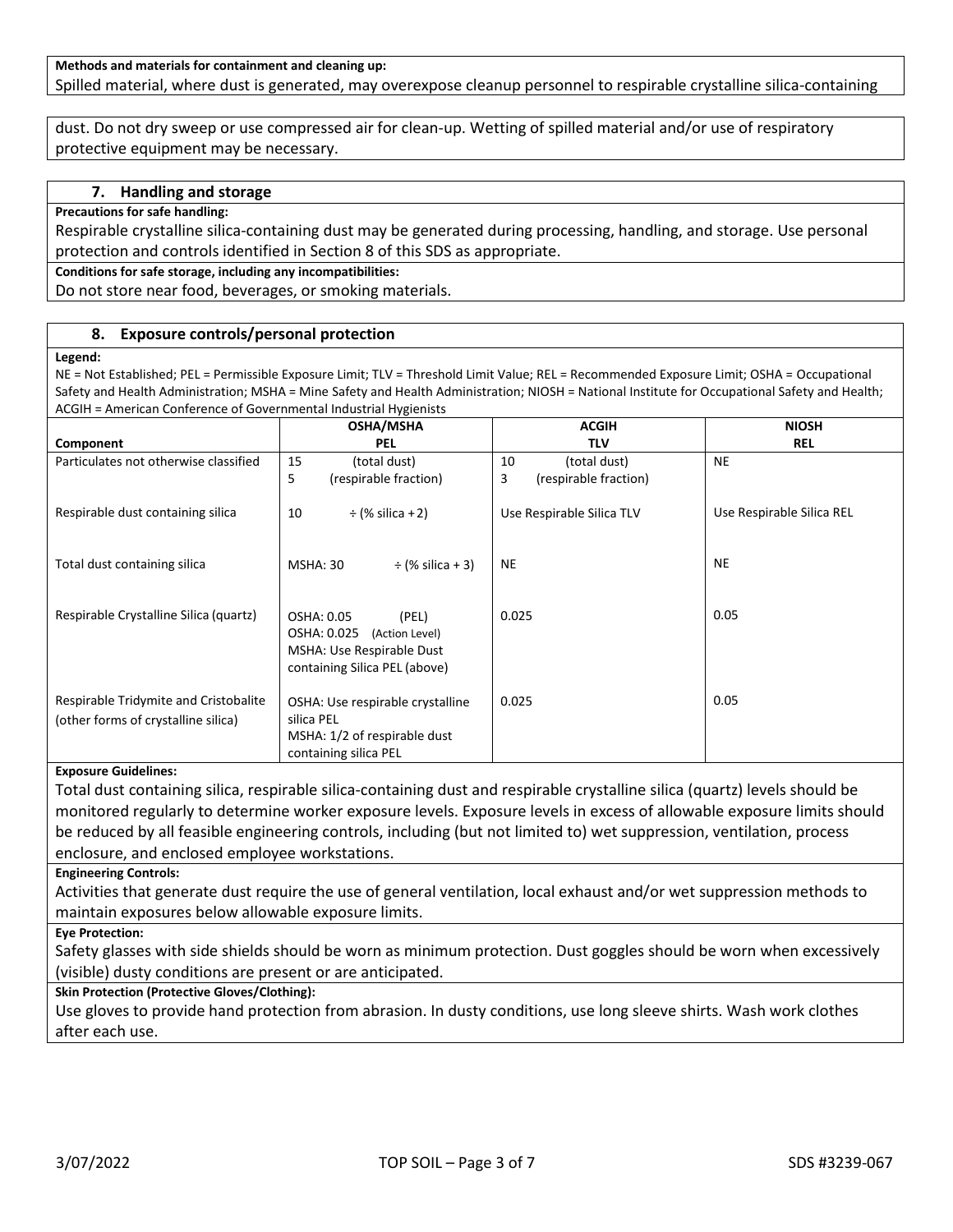**Methods and materials for containment and cleaning up:**

Spilled material, where dust is generated, may overexpose cleanup personnel to respirable crystalline silica-containing dust. Do not dry sweep or use compressed air for clean-up. Wetting of spilled material and/or use of respiratory protective equipment may be necessary.

## 7. Handling and storage

**Precautions for safe handling:**

Respirable crystalline silica-containing dust may be generated during processing, handling, and storage. Use personal protection and controls identified in Section 8 of this SDS as appropriate.

**Conditions for safe storage, including any incompatibilities:**

Do not store near food, beverages, or smoking materials.

## 8. Exposure controls/personal protection

**Legend:**

NE = Not Established; PEL = Permissible Exposure Limit; TLV = Threshold Limit Value; REL = Recommended Exposure Limit; OSHA = Occupational Safety and Health Administration; MSHA = Mine Safety and Health Administration; NIOSH = National Institute for Occupational Safety and Health; ACGIH = American Conference of Governmental Industrial Hygienists

| Component | OSHA/MSHA PEL | ACGIH TLV | NIOSH REL |
|---|---|---|---|
| Particulates not otherwise classified | 15 (total dust)<br>5 (respirable fraction) | 10 (total dust)<br>3 (respirable fraction) | NE |
| Respirable dust containing silica | 10 ÷ (% silica +2) | Use Respirable Silica TLV | Use Respirable Silica REL |
| Total dust containing silica | MSHA: 30 ÷ (% silica + 3) | NE | NE |
| Respirable Crystalline Silica (quartz) | OSHA: 0.05 (PEL)<br>OSHA: 0.025 (Action Level)<br>MSHA: Use Respirable Dust containing Silica PEL (above) | 0.025 | 0.05 |
| Respirable Tridymite and Cristobalite (other forms of crystalline silica) | OSHA: Use respirable crystalline silica PEL<br>MSHA: 1/2 of respirable dust containing silica PEL | 0.025 | 0.05 |

**Exposure Guidelines:**

Total dust containing silica, respirable silica-containing dust and respirable crystalline silica (quartz) levels should be monitored regularly to determine worker exposure levels. Exposure levels in excess of allowable exposure limits should be reduced by all feasible engineering controls, including (but not limited to) wet suppression, ventilation, process enclosure, and enclosed employee workstations.

**Engineering Controls:**

Activities that generate dust require the use of general ventilation, local exhaust and/or wet suppression methods to maintain exposures below allowable exposure limits.

**Eye Protection:**

Safety glasses with side shields should be worn as minimum protection. Dust goggles should be worn when excessively (visible) dusty conditions are present or are anticipated.

**Skin Protection (Protective Gloves/Clothing):**

Use gloves to provide hand protection from abrasion. In dusty conditions, use long sleeve shirts. Wash work clothes after each use.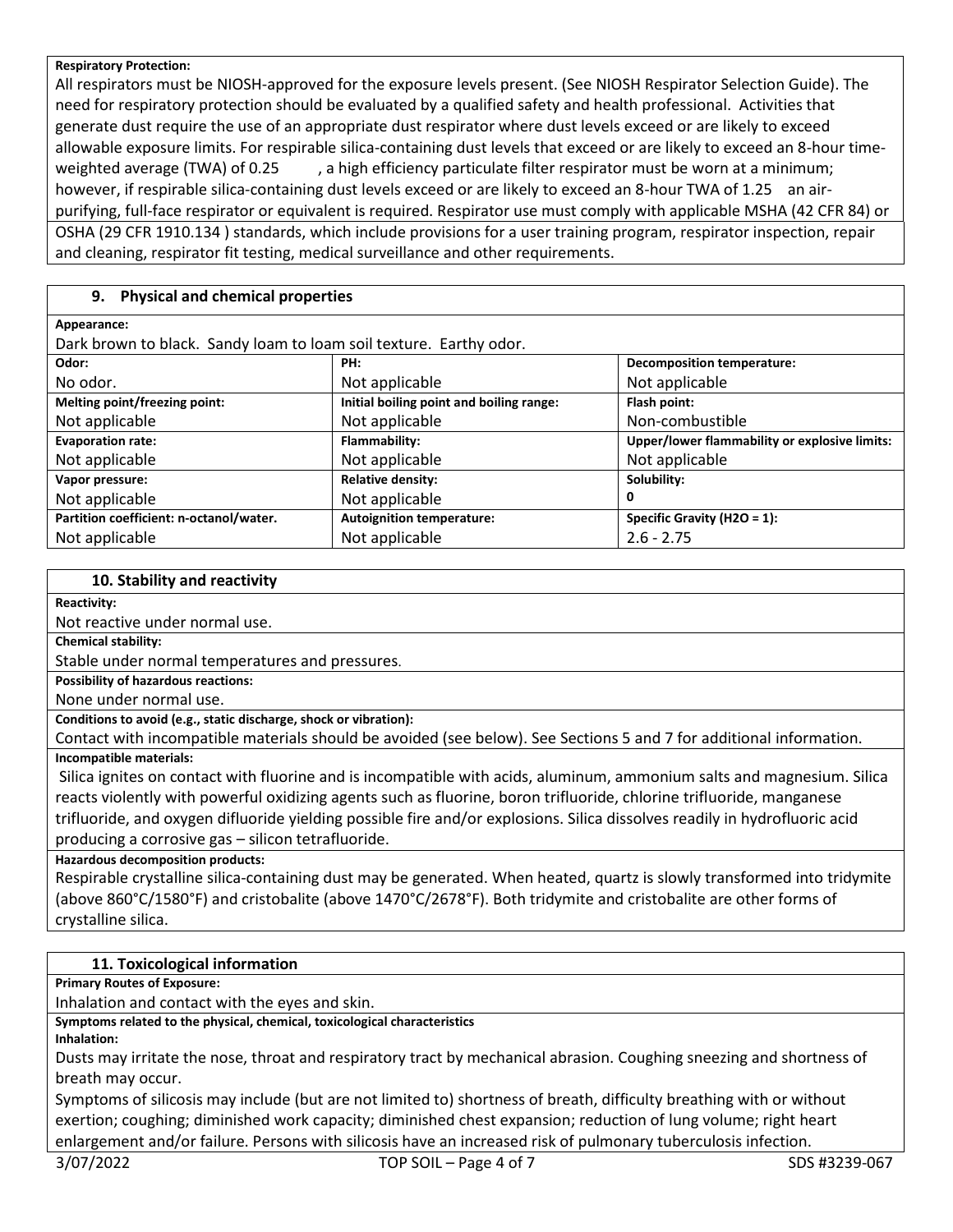**Respiratory Protection:**

All respirators must be NIOSH-approved for the exposure levels present. (See NIOSH Respirator Selection Guide). The need for respiratory protection should be evaluated by a qualified safety and health professional. Activities that generate dust require the use of an appropriate dust respirator where dust levels exceed or are likely to exceed allowable exposure limits. For respirable silica-containing dust levels that exceed or are likely to exceed an 8-hour time-weighted average (TWA) of 0.25 , a high efficiency particulate filter respirator must be worn at a minimum; however, if respirable silica-containing dust levels exceed or are likely to exceed an 8-hour TWA of 1.25 an air-purifying, full-face respirator or equivalent is required. Respirator use must comply with applicable MSHA (42 CFR 84) or OSHA (29 CFR 1910.134 ) standards, which include provisions for a user training program, respirator inspection, repair and cleaning, respirator fit testing, medical surveillance and other requirements.

## 9. Physical and chemical properties

**Appearance:**

Dark brown to black. Sandy loam to loam soil texture. Earthy odor.

| **Odor:** | **PH:** | **Decomposition temperature:** |
|---|---|---|
| No odor. | Not applicable | Not applicable |
| **Melting point/freezing point:** | **Initial boiling point and boiling range:** | **Flash point:** |
| Not applicable | Not applicable | Non-combustible |
| **Evaporation rate:** | **Flammability:** | **Upper/lower flammability or explosive limits:** |
| Not applicable | Not applicable | Not applicable |
| **Vapor pressure:** | **Relative density:** | **Solubility:** |
| Not applicable | Not applicable | 0 |
| **Partition coefficient: n-octanol/water.** | **Autoignition temperature:** | **Specific Gravity ($H_2O$ = 1):** |
| Not applicable | Not applicable | 2.6 - 2.75 |

## 10. Stability and reactivity

**Reactivity:**

Not reactive under normal use.

**Chemical stability:**

Stable under normal temperatures and pressures.

**Possibility of hazardous reactions:**

None under normal use.

**Conditions to avoid (e.g., static discharge, shock or vibration):**

Contact with incompatible materials should be avoided (see below). See Sections 5 and 7 for additional information.

**Incompatible materials:**

Silica ignites on contact with fluorine and is incompatible with acids, aluminum, ammonium salts and magnesium. Silica reacts violently with powerful oxidizing agents such as fluorine, boron trifluoride, chlorine trifluoride, manganese trifluoride, and oxygen difluoride yielding possible fire and/or explosions. Silica dissolves readily in hydrofluoric acid producing a corrosive gas – silicon tetrafluoride.

**Hazardous decomposition products:**

Respirable crystalline silica-containing dust may be generated. When heated, quartz is slowly transformed into tridymite (above 860°C/1580°F) and cristobalite (above 1470°C/2678°F). Both tridymite and cristobalite are other forms of crystalline silica.

## 11. Toxicological information

**Primary Routes of Exposure:**

Inhalation and contact with the eyes and skin.

**Symptoms related to the physical, chemical, toxicological characteristics**

**Inhalation:**

Dusts may irritate the nose, throat and respiratory tract by mechanical abrasion. Coughing sneezing and shortness of breath may occur.

Symptoms of silicosis may include (but are not limited to) shortness of breath, difficulty breathing with or without exertion; coughing; diminished work capacity; diminished chest expansion; reduction of lung volume; right heart enlargement and/or failure. Persons with silicosis have an increased risk of pulmonary tuberculosis infection.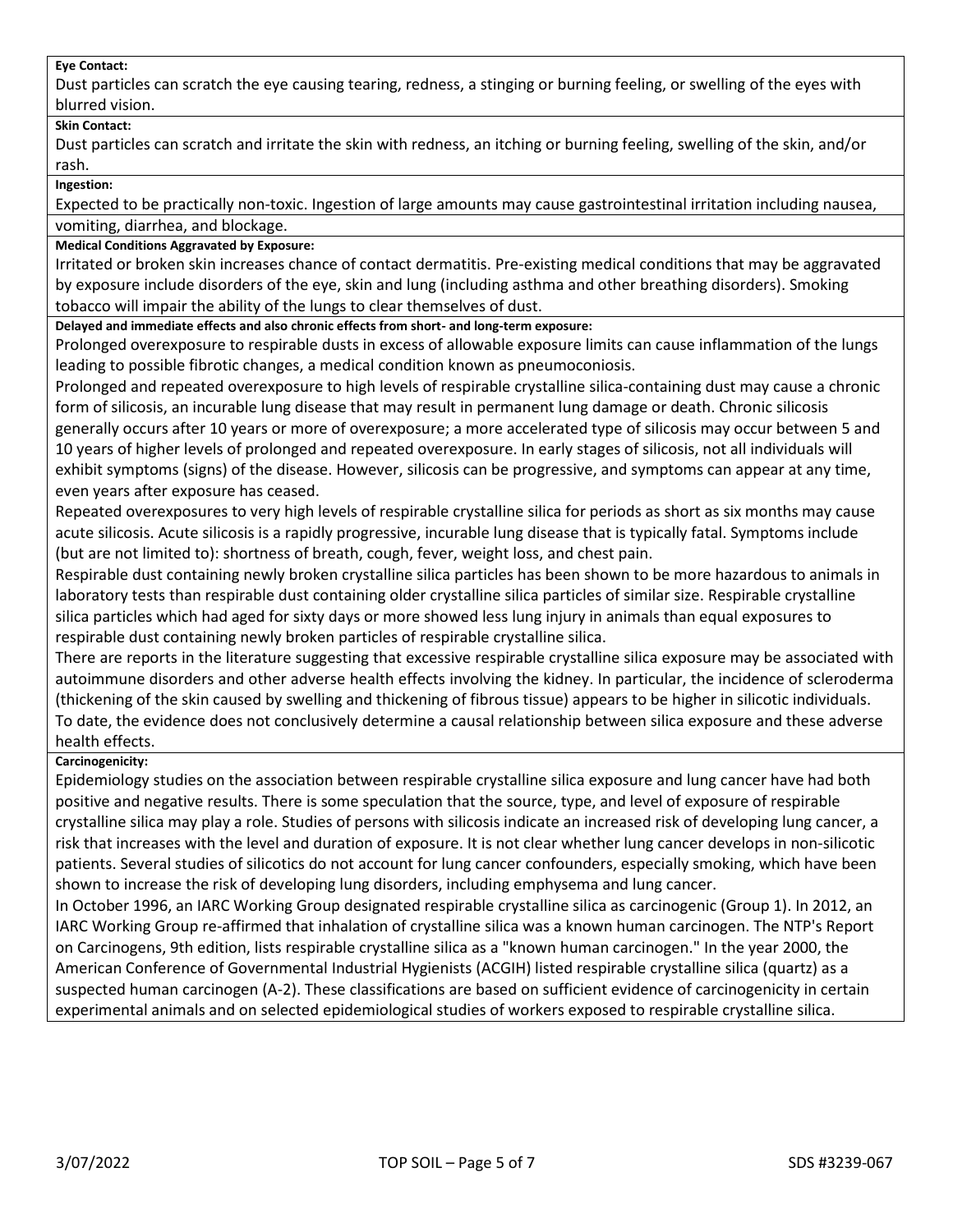**Eye Contact:**

Dust particles can scratch the eye causing tearing, redness, a stinging or burning feeling, or swelling of the eyes with blurred vision.

**Skin Contact:**

Dust particles can scratch and irritate the skin with redness, an itching or burning feeling, swelling of the skin, and/or rash.

**Ingestion:**

Expected to be practically non-toxic. Ingestion of large amounts may cause gastrointestinal irritation including nausea, vomiting, diarrhea, and blockage.

**Medical Conditions Aggravated by Exposure:**

Irritated or broken skin increases chance of contact dermatitis. Pre-existing medical conditions that may be aggravated by exposure include disorders of the eye, skin and lung (including asthma and other breathing disorders). Smoking tobacco will impair the ability of the lungs to clear themselves of dust.

**Delayed and immediate effects and also chronic effects from short- and long-term exposure:**

Prolonged overexposure to respirable dusts in excess of allowable exposure limits can cause inflammation of the lungs leading to possible fibrotic changes, a medical condition known as pneumoconiosis.

Prolonged and repeated overexposure to high levels of respirable crystalline silica-containing dust may cause a chronic form of silicosis, an incurable lung disease that may result in permanent lung damage or death. Chronic silicosis generally occurs after 10 years or more of overexposure; a more accelerated type of silicosis may occur between 5 and 10 years of higher levels of prolonged and repeated overexposure. In early stages of silicosis, not all individuals will exhibit symptoms (signs) of the disease. However, silicosis can be progressive, and symptoms can appear at any time, even years after exposure has ceased.

Repeated overexposures to very high levels of respirable crystalline silica for periods as short as six months may cause acute silicosis. Acute silicosis is a rapidly progressive, incurable lung disease that is typically fatal. Symptoms include (but are not limited to): shortness of breath, cough, fever, weight loss, and chest pain.

Respirable dust containing newly broken crystalline silica particles has been shown to be more hazardous to animals in laboratory tests than respirable dust containing older crystalline silica particles of similar size. Respirable crystalline silica particles which had aged for sixty days or more showed less lung injury in animals than equal exposures to respirable dust containing newly broken particles of respirable crystalline silica.

There are reports in the literature suggesting that excessive respirable crystalline silica exposure may be associated with autoimmune disorders and other adverse health effects involving the kidney. In particular, the incidence of scleroderma (thickening of the skin caused by swelling and thickening of fibrous tissue) appears to be higher in silicotic individuals. To date, the evidence does not conclusively determine a causal relationship between silica exposure and these adverse health effects.

**Carcinogenicity:**

Epidemiology studies on the association between respirable crystalline silica exposure and lung cancer have had both positive and negative results. There is some speculation that the source, type, and level of exposure of respirable crystalline silica may play a role. Studies of persons with silicosis indicate an increased risk of developing lung cancer, a risk that increases with the level and duration of exposure. It is not clear whether lung cancer develops in non-silicotic patients. Several studies of silicotics do not account for lung cancer confounders, especially smoking, which have been shown to increase the risk of developing lung disorders, including emphysema and lung cancer.

In October 1996, an IARC Working Group designated respirable crystalline silica as carcinogenic (Group 1). In 2012, an IARC Working Group re-affirmed that inhalation of crystalline silica was a known human carcinogen. The NTP's Report on Carcinogens, 9th edition, lists respirable crystalline silica as a "known human carcinogen." In the year 2000, the American Conference of Governmental Industrial Hygienists (ACGIH) listed respirable crystalline silica (quartz) as a suspected human carcinogen (A-2). These classifications are based on sufficient evidence of carcinogenicity in certain experimental animals and on selected epidemiological studies of workers exposed to respirable crystalline silica.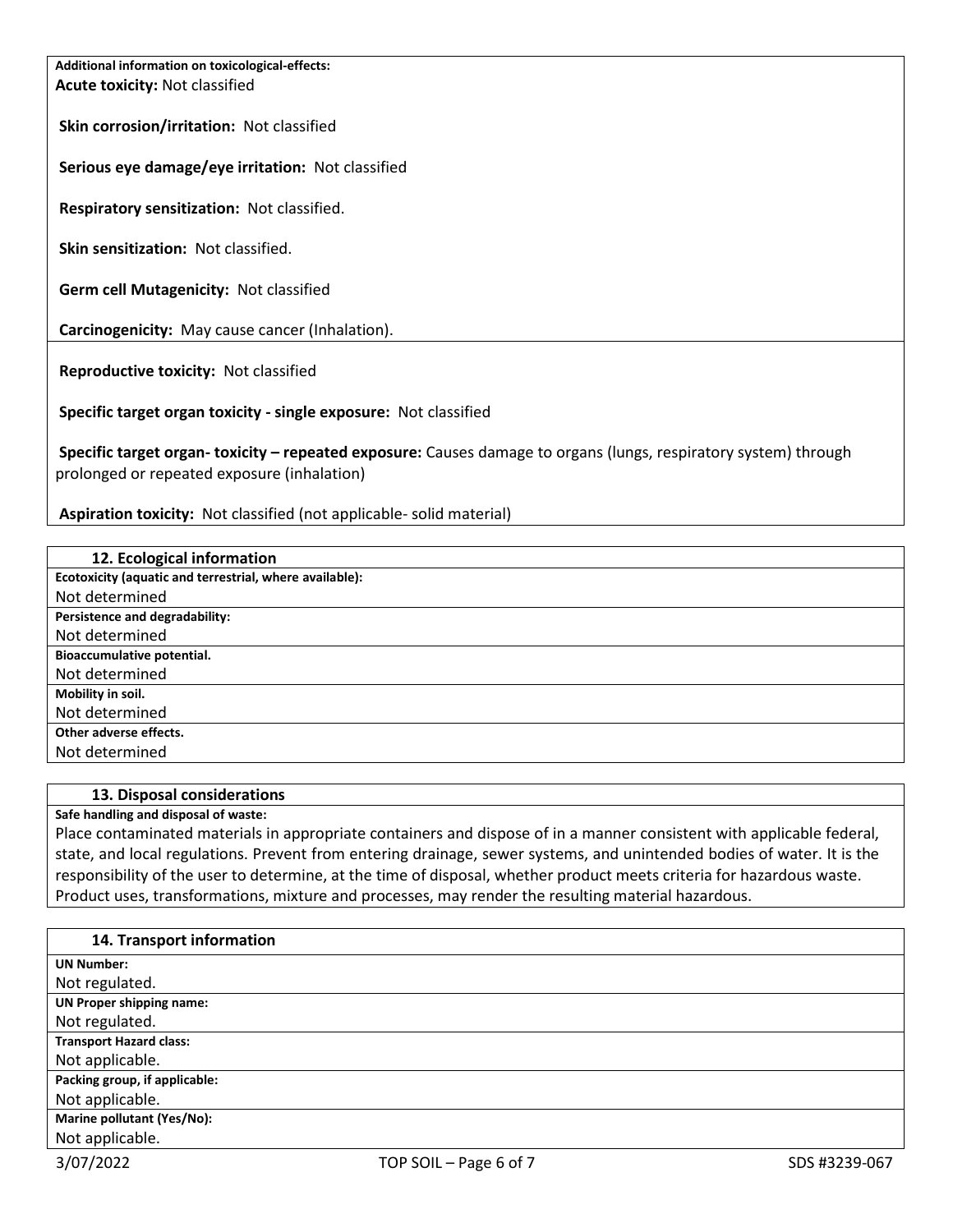**Additional information on toxicological-effects:**

**Acute toxicity:** Not classified

**Skin corrosion/irritation:** Not classified

**Serious eye damage/eye irritation:** Not classified

**Respiratory sensitization:** Not classified.

**Skin sensitization:** Not classified.

**Germ cell Mutagenicity:** Not classified

**Carcinogenicity:** May cause cancer (Inhalation).

**Reproductive toxicity:** Not classified

**Specific target organ toxicity - single exposure:** Not classified

**Specific target organ- toxicity – repeated exposure:** Causes damage to organs (lungs, respiratory system) through prolonged or repeated exposure (inhalation)

**Aspiration toxicity:** Not classified (not applicable- solid material)

## 12. Ecological information

**Ecotoxicity (aquatic and terrestrial, where available):**
Not determined

**Persistence and degradability:**
Not determined

**Bioaccumulative potential.**
Not determined

**Mobility in soil.**
Not determined

**Other adverse effects.**
Not determined

## 13. Disposal considerations

**Safe handling and disposal of waste:**
Place contaminated materials in appropriate containers and dispose of in a manner consistent with applicable federal, state, and local regulations. Prevent from entering drainage, sewer systems, and unintended bodies of water. It is the responsibility of the user to determine, at the time of disposal, whether product meets criteria for hazardous waste. Product uses, transformations, mixture and processes, may render the resulting material hazardous.

## 14. Transport information

**UN Number:**
Not regulated.

**UN Proper shipping name:**
Not regulated.

**Transport Hazard class:**
Not applicable.

**Packing group, if applicable:**
Not applicable.

**Marine pollutant (Yes/No):**
Not applicable.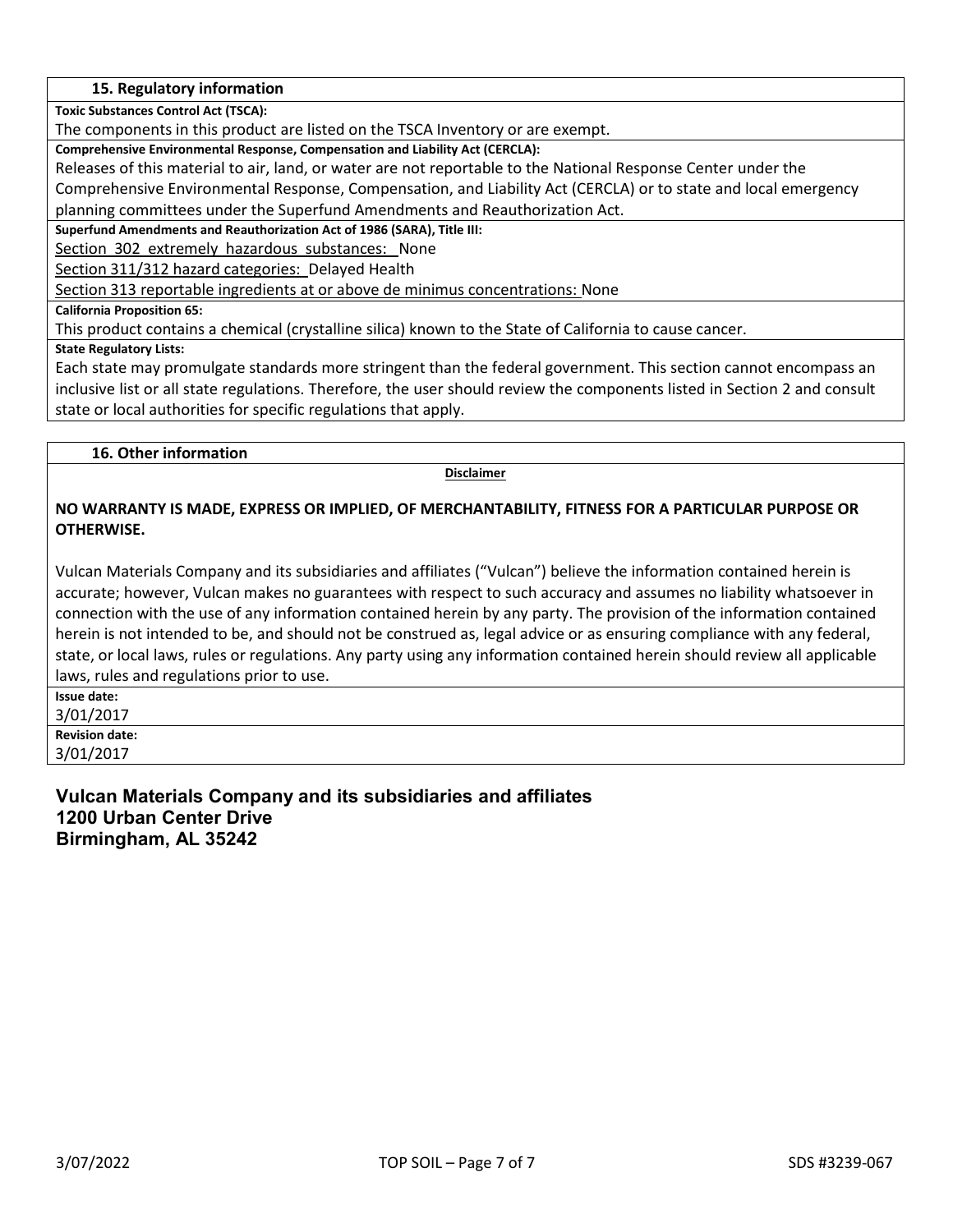## 15. Regulatory information

**Toxic Substances Control Act (TSCA):**

The components in this product are listed on the TSCA Inventory or are exempt.

**Comprehensive Environmental Response, Compensation and Liability Act (CERCLA):**

Releases of this material to air, land, or water are not reportable to the National Response Center under the Comprehensive Environmental Response, Compensation, and Liability Act (CERCLA) or to state and local emergency planning committees under the Superfund Amendments and Reauthorization Act.

**Superfund Amendments and Reauthorization Act of 1986 (SARA), Title III:**

Section 302 extremely hazardous substances: None

Section 311/312 hazard categories: Delayed Health

Section 313 reportable ingredients at or above de minimus concentrations: None

**California Proposition 65:**

This product contains a chemical (crystalline silica) known to the State of California to cause cancer.

**State Regulatory Lists:**

Each state may promulgate standards more stringent than the federal government. This section cannot encompass an inclusive list or all state regulations. Therefore, the user should review the components listed in Section 2 and consult state or local authorities for specific regulations that apply.

## 16. Other information

**Disclaimer**

**NO WARRANTY IS MADE, EXPRESS OR IMPLIED, OF MERCHANTABILITY, FITNESS FOR A PARTICULAR PURPOSE OR OTHERWISE.**

Vulcan Materials Company and its subsidiaries and affiliates ("Vulcan") believe the information contained herein is accurate; however, Vulcan makes no guarantees with respect to such accuracy and assumes no liability whatsoever in connection with the use of any information contained herein by any party. The provision of the information contained herein is not intended to be, and should not be construed as, legal advice or as ensuring compliance with any federal, state, or local laws, rules or regulations. Any party using any information contained herein should review all applicable laws, rules and regulations prior to use.

**Issue date:**

3/01/2017

**Revision date:**

3/01/2017

**Vulcan Materials Company and its subsidiaries and affiliates**
**1200 Urban Center Drive**
**Birmingham, AL 35242**